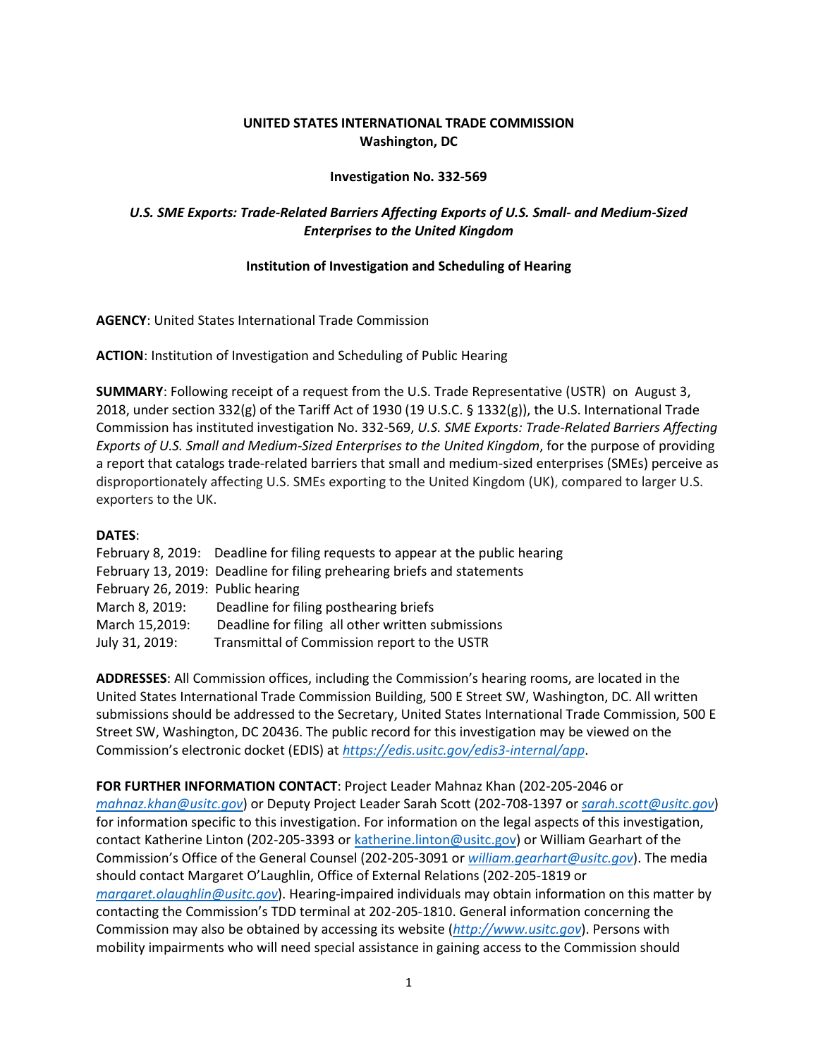**UNITED STATES INTERNATIONAL TRADE COMMISSION**
**Washington, DC**

**Investigation No. 332-569**

***U.S. SME Exports: Trade-Related Barriers Affecting Exports of U.S. Small- and Medium-Sized Enterprises to the United Kingdom***

**Institution of Investigation and Scheduling of Hearing**

**AGENCY**: United States International Trade Commission

**ACTION**: Institution of Investigation and Scheduling of Public Hearing

**SUMMARY**: Following receipt of a request from the U.S. Trade Representative (USTR) on August 3, 2018, under section 332(g) of the Tariff Act of 1930 (19 U.S.C. § 1332(g)), the U.S. International Trade Commission has instituted investigation No. 332-569, *U.S. SME Exports: Trade-Related Barriers Affecting Exports of U.S. Small and Medium-Sized Enterprises to the United Kingdom*, for the purpose of providing a report that catalogs trade-related barriers that small and medium-sized enterprises (SMEs) perceive as disproportionately affecting U.S. SMEs exporting to the United Kingdom (UK), compared to larger U.S. exporters to the UK.

**DATES**:

February 8, 2019: Deadline for filing requests to appear at the public hearing
February 13, 2019: Deadline for filing prehearing briefs and statements
February 26, 2019: Public hearing
March 8, 2019: Deadline for filing posthearing briefs
March 15,2019: Deadline for filing all other written submissions
July 31, 2019: Transmittal of Commission report to the USTR

**ADDRESSES**: All Commission offices, including the Commission's hearing rooms, are located in the United States International Trade Commission Building, 500 E Street SW, Washington, DC. All written submissions should be addressed to the Secretary, United States International Trade Commission, 500 E Street SW, Washington, DC 20436. The public record for this investigation may be viewed on the Commission's electronic docket (EDIS) at *https://edis.usitc.gov/edis3-internal/app*.

**FOR FURTHER INFORMATION CONTACT**: Project Leader Mahnaz Khan (202-205-2046 or *mahnaz.khan@usitc.gov*) or Deputy Project Leader Sarah Scott (202-708-1397 or *sarah.scott@usitc.gov*) for information specific to this investigation. For information on the legal aspects of this investigation, contact Katherine Linton (202-205-3393 or katherine.linton@usitc.gov) or William Gearhart of the Commission's Office of the General Counsel (202-205-3091 or *william.gearhart@usitc.gov*). The media should contact Margaret O'Laughlin, Office of External Relations (202-205-1819 or *margaret.olaughlin@usitc.gov*). Hearing-impaired individuals may obtain information on this matter by contacting the Commission's TDD terminal at 202-205-1810. General information concerning the Commission may also be obtained by accessing its website (*http://www.usitc.gov*). Persons with mobility impairments who will need special assistance in gaining access to the Commission should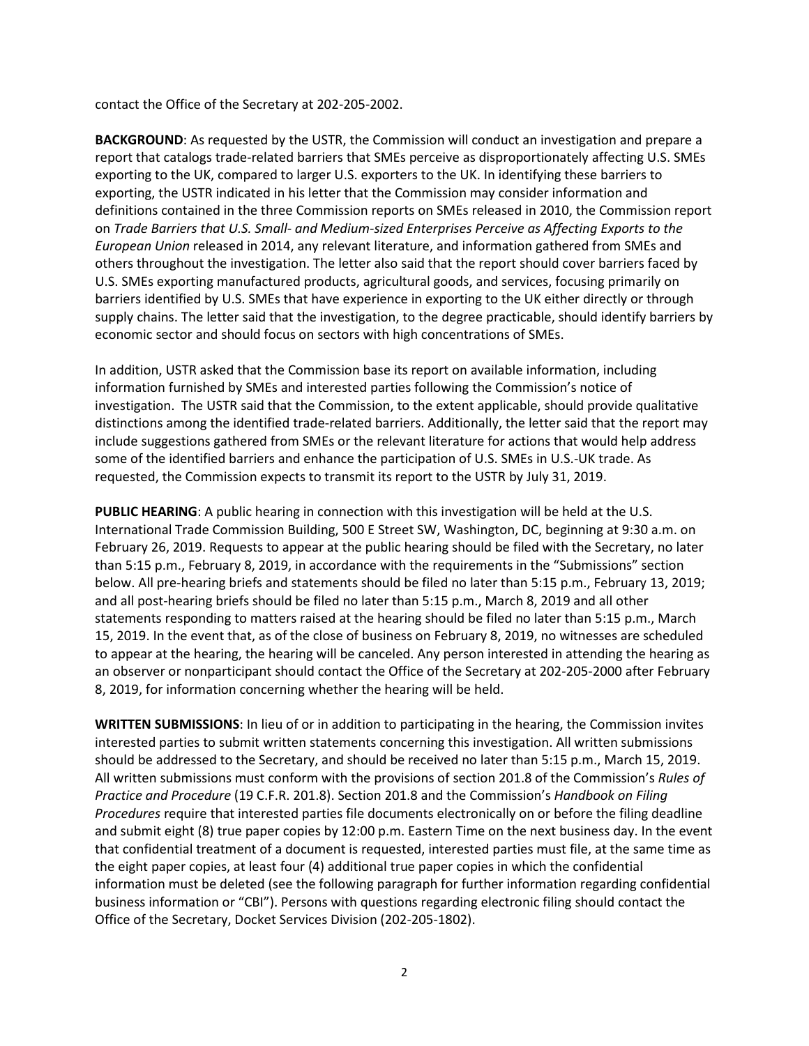contact the Office of the Secretary at 202-205-2002.

**BACKGROUND**: As requested by the USTR, the Commission will conduct an investigation and prepare a report that catalogs trade-related barriers that SMEs perceive as disproportionately affecting U.S. SMEs exporting to the UK, compared to larger U.S. exporters to the UK. In identifying these barriers to exporting, the USTR indicated in his letter that the Commission may consider information and definitions contained in the three Commission reports on SMEs released in 2010, the Commission report on *Trade Barriers that U.S. Small- and Medium-sized Enterprises Perceive as Affecting Exports to the European Union* released in 2014, any relevant literature, and information gathered from SMEs and others throughout the investigation. The letter also said that the report should cover barriers faced by U.S. SMEs exporting manufactured products, agricultural goods, and services, focusing primarily on barriers identified by U.S. SMEs that have experience in exporting to the UK either directly or through supply chains. The letter said that the investigation, to the degree practicable, should identify barriers by economic sector and should focus on sectors with high concentrations of SMEs.

In addition, USTR asked that the Commission base its report on available information, including information furnished by SMEs and interested parties following the Commission's notice of investigation. The USTR said that the Commission, to the extent applicable, should provide qualitative distinctions among the identified trade-related barriers. Additionally, the letter said that the report may include suggestions gathered from SMEs or the relevant literature for actions that would help address some of the identified barriers and enhance the participation of U.S. SMEs in U.S.-UK trade. As requested, the Commission expects to transmit its report to the USTR by July 31, 2019.

**PUBLIC HEARING**: A public hearing in connection with this investigation will be held at the U.S. International Trade Commission Building, 500 E Street SW, Washington, DC, beginning at 9:30 a.m. on February 26, 2019. Requests to appear at the public hearing should be filed with the Secretary, no later than 5:15 p.m., February 8, 2019, in accordance with the requirements in the "Submissions" section below. All pre-hearing briefs and statements should be filed no later than 5:15 p.m., February 13, 2019; and all post-hearing briefs should be filed no later than 5:15 p.m., March 8, 2019 and all other statements responding to matters raised at the hearing should be filed no later than 5:15 p.m., March 15, 2019. In the event that, as of the close of business on February 8, 2019, no witnesses are scheduled to appear at the hearing, the hearing will be canceled. Any person interested in attending the hearing as an observer or nonparticipant should contact the Office of the Secretary at 202-205-2000 after February 8, 2019, for information concerning whether the hearing will be held.

**WRITTEN SUBMISSIONS**: In lieu of or in addition to participating in the hearing, the Commission invites interested parties to submit written statements concerning this investigation. All written submissions should be addressed to the Secretary, and should be received no later than 5:15 p.m., March 15, 2019. All written submissions must conform with the provisions of section 201.8 of the Commission's *Rules of Practice and Procedure* (19 C.F.R. 201.8). Section 201.8 and the Commission's *Handbook on Filing Procedures* require that interested parties file documents electronically on or before the filing deadline and submit eight (8) true paper copies by 12:00 p.m. Eastern Time on the next business day. In the event that confidential treatment of a document is requested, interested parties must file, at the same time as the eight paper copies, at least four (4) additional true paper copies in which the confidential information must be deleted (see the following paragraph for further information regarding confidential business information or "CBI"). Persons with questions regarding electronic filing should contact the Office of the Secretary, Docket Services Division (202-205-1802).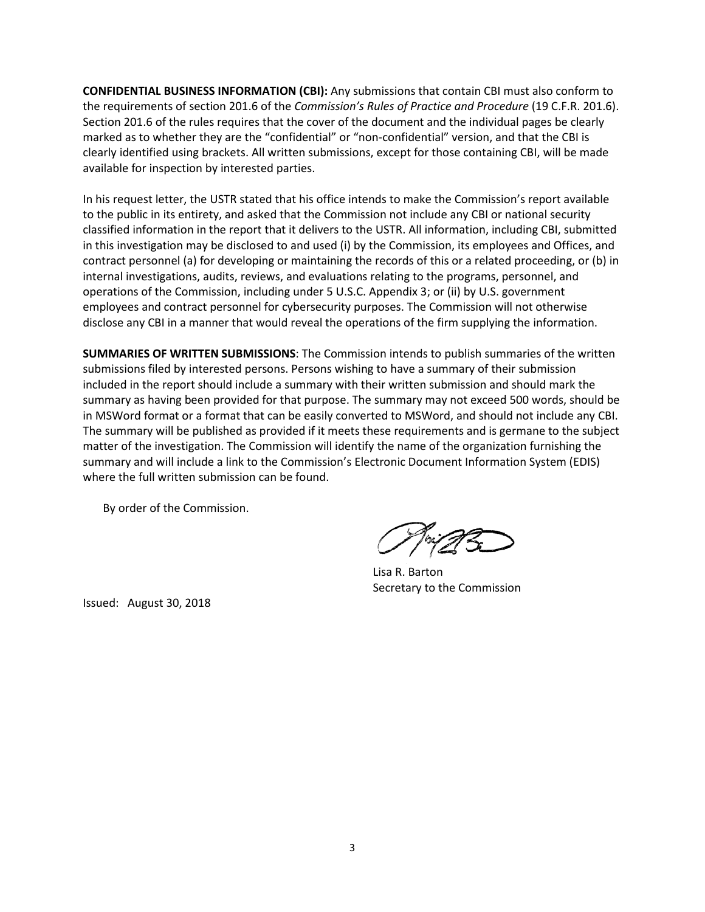**CONFIDENTIAL BUSINESS INFORMATION (CBI):** Any submissions that contain CBI must also conform to the requirements of section 201.6 of the *Commission's Rules of Practice and Procedure* (19 C.F.R. 201.6). Section 201.6 of the rules requires that the cover of the document and the individual pages be clearly marked as to whether they are the "confidential" or "non-confidential" version, and that the CBI is clearly identified using brackets. All written submissions, except for those containing CBI, will be made available for inspection by interested parties.

In his request letter, the USTR stated that his office intends to make the Commission's report available to the public in its entirety, and asked that the Commission not include any CBI or national security classified information in the report that it delivers to the USTR. All information, including CBI, submitted in this investigation may be disclosed to and used (i) by the Commission, its employees and Offices, and contract personnel (a) for developing or maintaining the records of this or a related proceeding, or (b) in internal investigations, audits, reviews, and evaluations relating to the programs, personnel, and operations of the Commission, including under 5 U.S.C. Appendix 3; or (ii) by U.S. government employees and contract personnel for cybersecurity purposes. The Commission will not otherwise disclose any CBI in a manner that would reveal the operations of the firm supplying the information.

**SUMMARIES OF WRITTEN SUBMISSIONS**: The Commission intends to publish summaries of the written submissions filed by interested persons. Persons wishing to have a summary of their submission included in the report should include a summary with their written submission and should mark the summary as having been provided for that purpose. The summary may not exceed 500 words, should be in MSWord format or a format that can be easily converted to MSWord, and should not include any CBI. The summary will be published as provided if it meets these requirements and is germane to the subject matter of the investigation. The Commission will identify the name of the organization furnishing the summary and will include a link to the Commission's Electronic Document Information System (EDIS) where the full written submission can be found.

By order of the Commission.

Lisa R. Barton
Secretary to the Commission

Issued: August 30, 2018